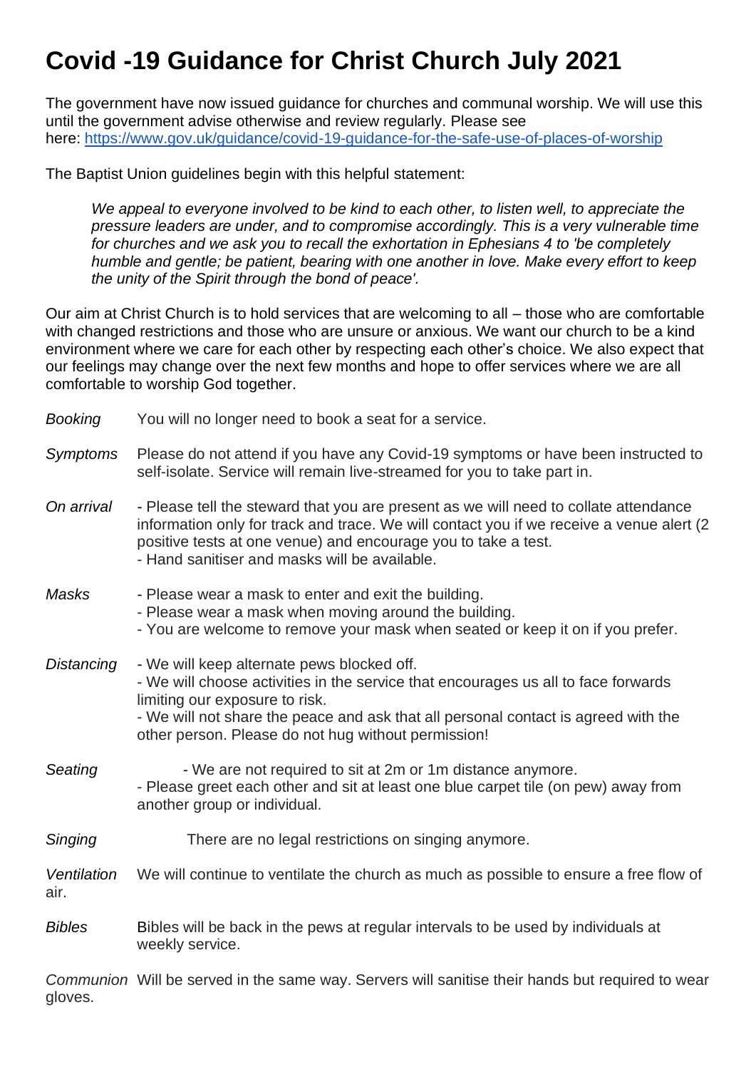# Covid -19 Guidance for Christ Church July 2021

The government have now issued guidance for churches and communal worship. We will use this until the government advise otherwise and review regularly. Please see here: [https://www.gov.uk/guidance/covid-19-guidance-for-the-safe-use-of-places-of-worship](https://www.gov.uk/guidance/covid-19-guidance-for-the-safe-use-of-places-of-worship)

The Baptist Union guidelines begin with this helpful statement:

> *We appeal to everyone involved to be kind to each other, to listen well, to appreciate the pressure leaders are under, and to compromise accordingly. This is a very vulnerable time for churches and we ask you to recall the exhortation in Ephesians 4 to 'be completely humble and gentle; be patient, bearing with one another in love. Make every effort to keep the unity of the Spirit through the bond of peace'.*

Our aim at Christ Church is to hold services that are welcoming to all – those who are comfortable with changed restrictions and those who are unsure or anxious. We want our church to be a kind environment where we care for each other by respecting each other's choice. We also expect that our feelings may change over the next few months and hope to offer services where we are all comfortable to worship God together.

*Booking* You will no longer need to book a seat for a service.

*Symptoms* Please do not attend if you have any Covid-19 symptoms or have been instructed to self-isolate. Service will remain live-streamed for you to take part in.

*On arrival*
- Please tell the steward that you are present as we will need to collate attendance information only for track and trace. We will contact you if we receive a venue alert (2 positive tests at one venue) and encourage you to take a test.
- Hand sanitiser and masks will be available.

*Masks*
- Please wear a mask to enter and exit the building.
- Please wear a mask when moving around the building.
- You are welcome to remove your mask when seated or keep it on if you prefer.

*Distancing*
- We will keep alternate pews blocked off.
- We will choose activities in the service that encourages us all to face forwards limiting our exposure to risk.
- We will not share the peace and ask that all personal contact is agreed with the other person. Please do not hug without permission!

*Seating*
- We are not required to sit at 2m or 1m distance anymore.
- Please greet each other and sit at least one blue carpet tile (on pew) away from another group or individual.

*Singing* There are no legal restrictions on singing anymore.

*Ventilation* We will continue to ventilate the church as much as possible to ensure a free flow of air.

*Bibles* Bibles will be back in the pews at regular intervals to be used by individuals at weekly service.

*Communion* Will be served in the same way. Servers will sanitise their hands but required to wear gloves.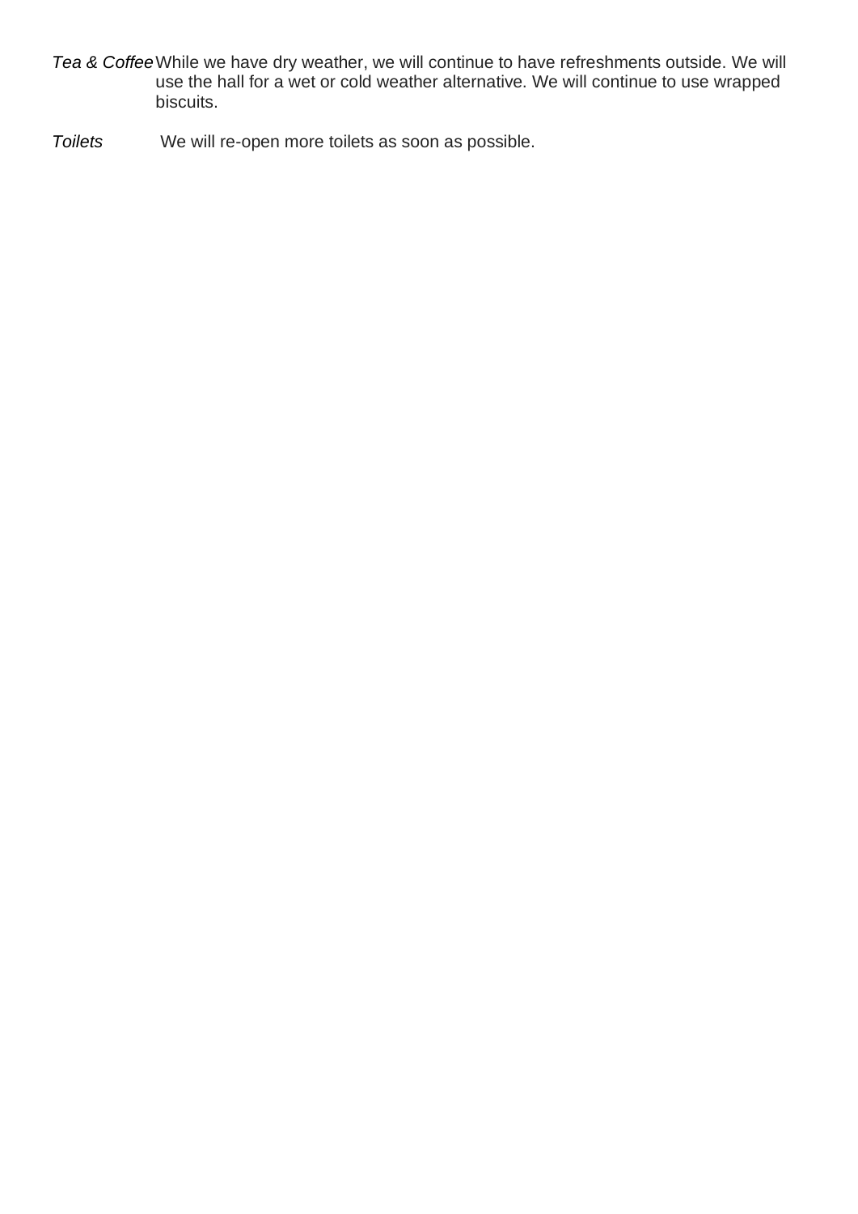*Tea & Coffee* While we have dry weather, we will continue to have refreshments outside. We will use the hall for a wet or cold weather alternative. We will continue to use wrapped biscuits.

*Toilets* We will re-open more toilets as soon as possible.